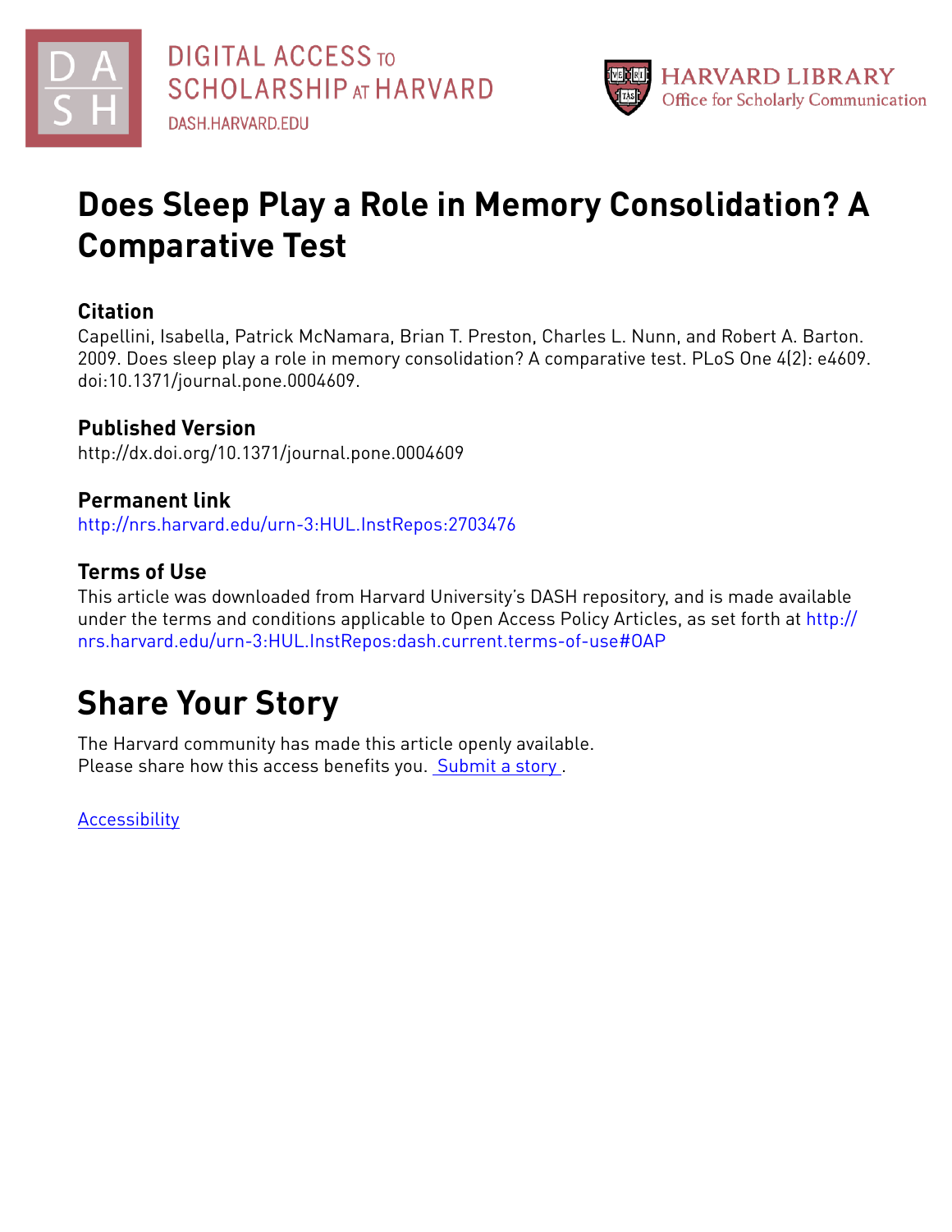# Does Sleep Play a Role in Memory Consolidation? A Comparative Test

## Citation

Capellini, Isabella, Patrick McNamara, Brian T. Preston, Charles L. Nunn, and Robert A. Barton. 2009. Does sleep play a role in memory consolidation? A comparative test. PLoS One 4(2): e4609. doi:10.1371/journal.pone.0004609.

## Published Version

http://dx.doi.org/10.1371/journal.pone.0004609

## Permanent link

http://nrs.harvard.edu/urn-3:HUL.InstRepos:2703476

## Terms of Use

This article was downloaded from Harvard University's DASH repository, and is made available under the terms and conditions applicable to Open Access Policy Articles, as set forth at http://nrs.harvard.edu/urn-3:HUL.InstRepos:dash.current.terms-of-use#OAP

# Share Your Story

The Harvard community has made this article openly available.
Please share how this access benefits you. Submit a story .

Accessibility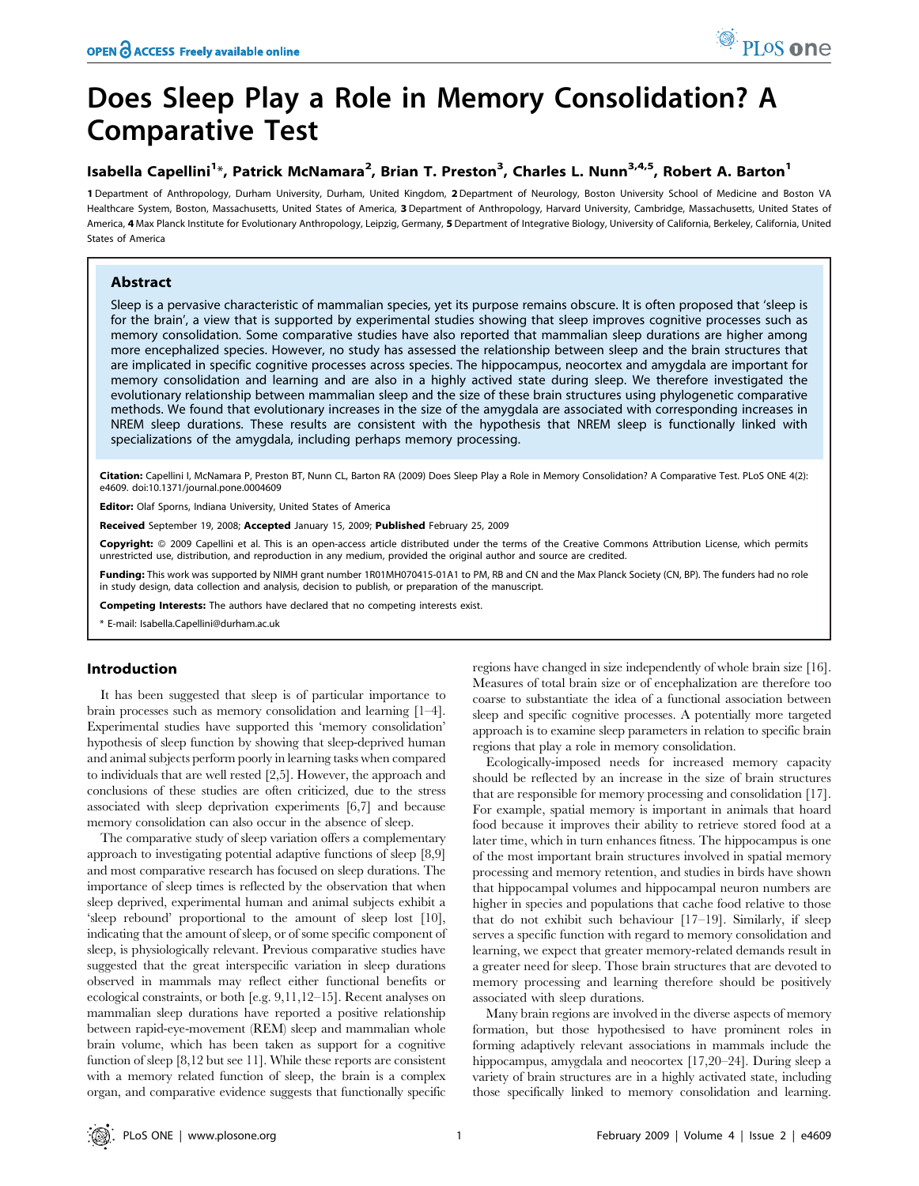# Does Sleep Play a Role in Memory Consolidation? A Comparative Test

## Isabella Capellini[1]*, Patrick McNamara[2], Brian T. Preston[3], Charles L. Nunn[3,4,5], Robert A. Barton[1]

**1** Department of Anthropology, Durham University, Durham, United Kingdom, **2** Department of Neurology, Boston University School of Medicine and Boston VA Healthcare System, Boston, Massachusetts, United States of America, **3** Department of Anthropology, Harvard University, Cambridge, Massachusetts, United States of America, **4** Max Planck Institute for Evolutionary Anthropology, Leipzig, Germany, **5** Department of Integrative Biology, University of California, Berkeley, California, United States of America

### Abstract

Sleep is a pervasive characteristic of mammalian species, yet its purpose remains obscure. It is often proposed that 'sleep is for the brain', a view that is supported by experimental studies showing that sleep improves cognitive processes such as memory consolidation. Some comparative studies have also reported that mammalian sleep durations are higher among more encephalized species. However, no study has assessed the relationship between sleep and the brain structures that are implicated in specific cognitive processes across species. The hippocampus, neocortex and amygdala are important for memory consolidation and learning and are also in a highly actived state during sleep. We therefore investigated the evolutionary relationship between mammalian sleep and the size of these brain structures using phylogenetic comparative methods. We found that evolutionary increases in the size of the amygdala are associated with corresponding increases in NREM sleep durations. These results are consistent with the hypothesis that NREM sleep is functionally linked with specializations of the amygdala, including perhaps memory processing.

**Citation:** Capellini I, McNamara P, Preston BT, Nunn CL, Barton RA (2009) Does Sleep Play a Role in Memory Consolidation? A Comparative Test. PLoS ONE 4(2): e4609. doi:10.1371/journal.pone.0004609

**Editor:** Olaf Sporns, Indiana University, United States of America

**Received** September 19, 2008; **Accepted** January 15, 2009; **Published** February 25, 2009

**Copyright:** © 2009 Capellini et al. This is an open-access article distributed under the terms of the Creative Commons Attribution License, which permits unrestricted use, distribution, and reproduction in any medium, provided the original author and source are credited.

**Funding:** This work was supported by NIMH grant number 1R01MH070415-01A1 to PM, RB and CN and the Max Planck Society (CN, BP). The funders had no role in study design, data collection and analysis, decision to publish, or preparation of the manuscript.

**Competing Interests:** The authors have declared that no competing interests exist.

\* E-mail: Isabella.Capellini@durham.ac.uk

## Introduction

It has been suggested that sleep is of particular importance to brain processes such as memory consolidation and learning [1–4]. Experimental studies have supported this 'memory consolidation' hypothesis of sleep function by showing that sleep-deprived human and animal subjects perform poorly in learning tasks when compared to individuals that are well rested [2,5]. However, the approach and conclusions of these studies are often criticized, due to the stress associated with sleep deprivation experiments [6,7] and because memory consolidation can also occur in the absence of sleep.

The comparative study of sleep variation offers a complementary approach to investigating potential adaptive functions of sleep [8,9] and most comparative research has focused on sleep durations. The importance of sleep times is reflected by the observation that when sleep deprived, experimental human and animal subjects exhibit a 'sleep rebound' proportional to the amount of sleep lost [10], indicating that the amount of sleep, or of some specific component of sleep, is physiologically relevant. Previous comparative studies have suggested that the great interspecific variation in sleep durations observed in mammals may reflect either functional benefits or ecological constraints, or both [e.g. 9,11,12–15]. Recent analyses on mammalian sleep durations have reported a positive relationship between rapid-eye-movement (REM) sleep and mammalian whole brain volume, which has been taken as support for a cognitive function of sleep [8,12 but see 11]. While these reports are consistent with a memory related function of sleep, the brain is a complex organ, and comparative evidence suggests that functionally specific regions have changed in size independently of whole brain size [16]. Measures of total brain size or of encephalization are therefore too coarse to substantiate the idea of a functional association between sleep and specific cognitive processes. A potentially more targeted approach is to examine sleep parameters in relation to specific brain regions that play a role in memory consolidation.

Ecologically-imposed needs for increased memory capacity should be reflected by an increase in the size of brain structures that are responsible for memory processing and consolidation [17]. For example, spatial memory is important in animals that hoard food because it improves their ability to retrieve stored food at a later time, which in turn enhances fitness. The hippocampus is one of the most important brain structures involved in spatial memory processing and memory retention, and studies in birds have shown that hippocampal volumes and hippocampal neuron numbers are higher in species and populations that cache food relative to those that do not exhibit such behaviour [17–19]. Similarly, if sleep serves a specific function with regard to memory consolidation and learning, we expect that greater memory-related demands result in a greater need for sleep. Those brain structures that are devoted to memory processing and learning therefore should be positively associated with sleep durations.

Many brain regions are involved in the diverse aspects of memory formation, but those hypothesised to have prominent roles in forming adaptively relevant associations in mammals include the hippocampus, amygdala and neocortex [17,20–24]. During sleep a variety of brain structures are in a highly activated state, including those specifically linked to memory consolidation and learning.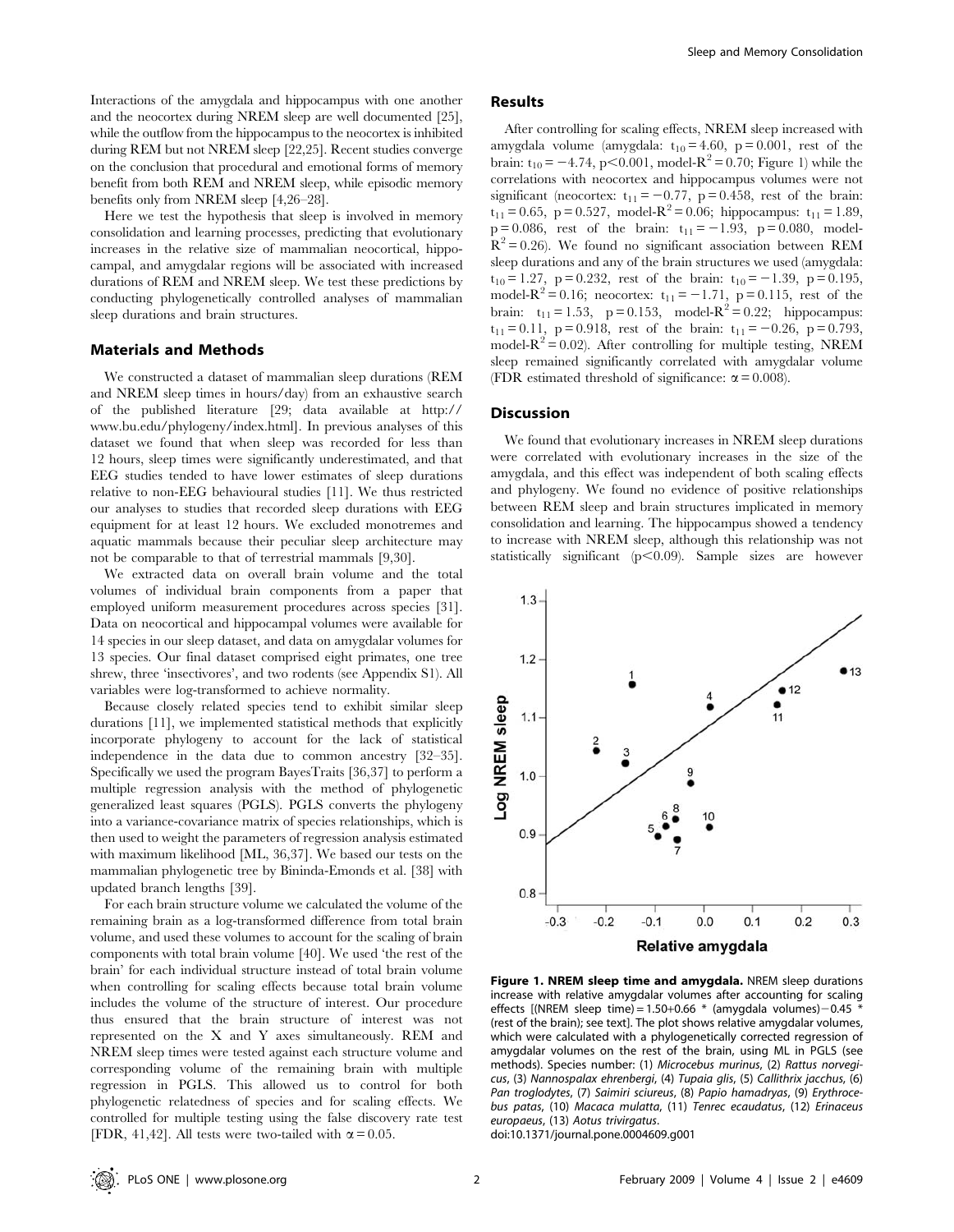Interactions of the amygdala and hippocampus with one another and the neocortex during NREM sleep are well documented [25], while the outflow from the hippocampus to the neocortex is inhibited during REM but not NREM sleep [22,25]. Recent studies converge on the conclusion that procedural and emotional forms of memory benefit from both REM and NREM sleep, while episodic memory benefits only from NREM sleep [4,26–28].

Here we test the hypothesis that sleep is involved in memory consolidation and learning processes, predicting that evolutionary increases in the relative size of mammalian neocortical, hippocampal, and amygdalar regions will be associated with increased durations of REM and NREM sleep. We test these predictions by conducting phylogenetically controlled analyses of mammalian sleep durations and brain structures.

## Materials and Methods

We constructed a dataset of mammalian sleep durations (REM and NREM sleep times in hours/day) from an exhaustive search of the published literature [29; data available at http://www.bu.edu/phylogeny/index.html]. In previous analyses of this dataset we found that when sleep was recorded for less than 12 hours, sleep times were significantly underestimated, and that EEG studies tended to have lower estimates of sleep durations relative to non-EEG behavioural studies [11]. We thus restricted our analyses to studies that recorded sleep durations with EEG equipment for at least 12 hours. We excluded monotremes and aquatic mammals because their peculiar sleep architecture may not be comparable to that of terrestrial mammals [9,30].

We extracted data on overall brain volume and the total volumes of individual brain components from a paper that employed uniform measurement procedures across species [31]. Data on neocortical and hippocampal volumes were available for 14 species in our sleep dataset, and data on amygdalar volumes for 13 species. Our final dataset comprised eight primates, one tree shrew, three 'insectivores', and two rodents (see Appendix S1). All variables were log-transformed to achieve normality.

Because closely related species tend to exhibit similar sleep durations [11], we implemented statistical methods that explicitly incorporate phylogeny to account for the lack of statistical independence in the data due to common ancestry [32–35]. Specifically we used the program BayesTraits [36,37] to perform a multiple regression analysis with the method of phylogenetic generalized least squares (PGLS). PGLS converts the phylogeny into a variance-covariance matrix of species relationships, which is then used to weight the parameters of regression analysis estimated with maximum likelihood [ML, 36,37]. We based our tests on the mammalian phylogenetic tree by Bininda-Emonds et al. [38] with updated branch lengths [39].

For each brain structure volume we calculated the volume of the remaining brain as a log-transformed difference from total brain volume, and used these volumes to account for the scaling of brain components with total brain volume [40]. We used 'the rest of the brain' for each individual structure instead of total brain volume when controlling for scaling effects because total brain volume includes the volume of the structure of interest. Our procedure thus ensured that the brain structure of interest was not represented on the X and Y axes simultaneously. REM and NREM sleep times were tested against each structure volume and corresponding volume of the remaining brain with multiple regression in PGLS. This allowed us to control for both phylogenetic relatedness of species and for scaling effects. We controlled for multiple testing using the false discovery rate test [FDR, 41,42]. All tests were two-tailed with $\alpha = 0.05$.

## Results

After controlling for scaling effects, NREM sleep increased with amygdala volume (amygdala: $t_{10} = 4.60$, $p = 0.001$, rest of the brain: $t_{10} = -4.74$, $p < 0.001$, model-$R^2 = 0.70$; Figure 1) while the correlations with neocortex and hippocampus volumes were not significant (neocortex: $t_{11} = -0.77$, $p = 0.458$, rest of the brain: $t_{11} = 0.65$, $p = 0.527$, model-$R^2 = 0.06$; hippocampus: $t_{11} = 1.89$, $p = 0.086$, rest of the brain: $t_{11} = -1.93$, $p = 0.080$, model-$R^2 = 0.26$). We found no significant association between REM sleep durations and any of the brain structures we used (amygdala: $t_{10} = 1.27$, $p = 0.232$, rest of the brain: $t_{10} = -1.39$, $p = 0.195$, model-$R^2 = 0.16$; neocortex: $t_{11} = -1.71$, $p = 0.115$, rest of the brain: $t_{11} = 1.53$, $p = 0.153$, model-$R^2 = 0.22$; hippocampus: $t_{11} = 0.11$, $p = 0.918$, rest of the brain: $t_{11} = -0.26$, $p = 0.793$, model-$R^2 = 0.02$). After controlling for multiple testing, NREM sleep remained significantly correlated with amygdalar volume (FDR estimated threshold of significance: $\alpha = 0.008$).

## Discussion

We found that evolutionary increases in NREM sleep durations were correlated with evolutionary increases in the size of the amygdala, and this effect was independent of both scaling effects and phylogeny. We found no evidence of positive relationships between REM sleep and brain structures implicated in memory consolidation and learning. The hippocampus showed a tendency to increase with NREM sleep, although this relationship was not statistically significant ($p < 0.09$). Sample sizes are however

**Figure 1. NREM sleep time and amygdala.** NREM sleep durations increase with relative amygdalar volumes after accounting for scaling effects [(NREM sleep time) = 1.50+0.66 * (amygdala volumes) − 0.45 * (rest of the brain); see text]. The plot shows relative amygdalar volumes, which were calculated with a phylogenetically corrected regression of amygdalar volumes on the rest of the brain, using ML in PGLS (see methods). Species number: (1) *Microcebus murinus*, (2) *Rattus norvegicus*, (3) *Nannospalax ehrenbergi*, (4) *Tupaia glis*, (5) *Callithrix jacchus*, (6) *Pan troglodytes*, (7) *Saimiri sciureus*, (8) *Papio hamadryas*, (9) *Erythrocebus patas*, (10) *Macaca mulatta*, (11) *Tenrec ecaudatus*, (12) *Erinaceus europaeus*, (13) *Aotus trivirgatus*.
doi:10.1371/journal.pone.0004609.g001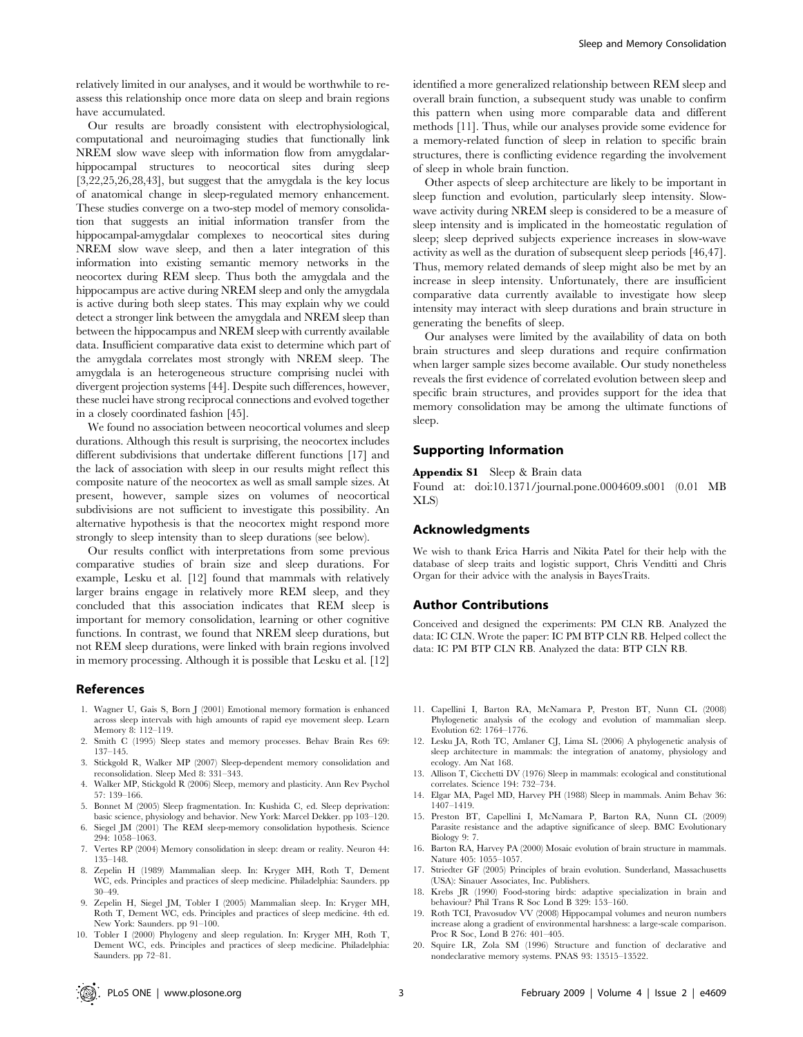relatively limited in our analyses, and it would be worthwhile to reassess this relationship once more data on sleep and brain regions have accumulated.

Our results are broadly consistent with electrophysiological, computational and neuroimaging studies that functionally link NREM slow wave sleep with information flow from amygdalar-hippocampal structures to neocortical sites during sleep [3,22,25,26,28,43], but suggest that the amygdala is the key locus of anatomical change in sleep-regulated memory enhancement. These studies converge on a two-step model of memory consolidation that suggests an initial information transfer from the hippocampal-amygdalar complexes to neocortical sites during NREM slow wave sleep, and then a later integration of this information into existing semantic memory networks in the neocortex during REM sleep. Thus both the amygdala and the hippocampus are active during NREM sleep and only the amygdala is active during both sleep states. This may explain why we could detect a stronger link between the amygdala and NREM sleep than between the hippocampus and NREM sleep with currently available data. Insufficient comparative data exist to determine which part of the amygdala correlates most strongly with NREM sleep. The amygdala is an heterogeneous structure comprising nuclei with divergent projection systems [44]. Despite such differences, however, these nuclei have strong reciprocal connections and evolved together in a closely coordinated fashion [45].

We found no association between neocortical volumes and sleep durations. Although this result is surprising, the neocortex includes different subdivisions that undertake different functions [17] and the lack of association with sleep in our results might reflect this composite nature of the neocortex as well as small sample sizes. At present, however, sample sizes on volumes of neocortical subdivisions are not sufficient to investigate this possibility. An alternative hypothesis is that the neocortex might respond more strongly to sleep intensity than to sleep durations (see below).

Our results conflict with interpretations from some previous comparative studies of brain size and sleep durations. For example, Lesku et al. [12] found that mammals with relatively larger brains engage in relatively more REM sleep, and they concluded that this association indicates that REM sleep is important for memory consolidation, learning or other cognitive functions. In contrast, we found that NREM sleep durations, but not REM sleep durations, were linked with brain regions involved in memory processing. Although it is possible that Lesku et al. [12] identified a more generalized relationship between REM sleep and overall brain function, a subsequent study was unable to confirm this pattern when using more comparable data and different methods [11]. Thus, while our analyses provide some evidence for a memory-related function of sleep in relation to specific brain structures, there is conflicting evidence regarding the involvement of sleep in whole brain function.

Other aspects of sleep architecture are likely to be important in sleep function and evolution, particularly sleep intensity. Slow-wave activity during NREM sleep is considered to be a measure of sleep intensity and is implicated in the homeostatic regulation of sleep; sleep deprived subjects experience increases in slow-wave activity as well as the duration of subsequent sleep periods [46,47]. Thus, memory related demands of sleep might also be met by an increase in sleep intensity. Unfortunately, there are insufficient comparative data currently available to investigate how sleep intensity may interact with sleep durations and brain structure in generating the benefits of sleep.

Our analyses were limited by the availability of data on both brain structures and sleep durations and require confirmation when larger sample sizes become available. Our study nonetheless reveals the first evidence of correlated evolution between sleep and specific brain structures, and provides support for the idea that memory consolidation may be among the ultimate functions of sleep.

## Supporting Information

**Appendix S1** Sleep & Brain data

Found at: doi:10.1371/journal.pone.0004609.s001 (0.01 MB XLS)

## Acknowledgments

We wish to thank Erica Harris and Nikita Patel for their help with the database of sleep traits and logistic support, Chris Venditti and Chris Organ for their advice with the analysis in BayesTraits.

## Author Contributions

Conceived and designed the experiments: PM CLN RB. Analyzed the data: IC CLN. Wrote the paper: IC PM BTP CLN RB. Helped collect the data: IC PM BTP CLN RB. Analyzed the data: BTP CLN RB.

## References

1. Wagner U, Gais S, Born J (2001) Emotional memory formation is enhanced across sleep intervals with high amounts of rapid eye movement sleep. Learn Memory 8: 112–119.
2. Smith C (1995) Sleep states and memory processes. Behav Brain Res 69: 137–145.
3. Stickgold R, Walker MP (2007) Sleep-dependent memory consolidation and reconsolidation. Sleep Med 8: 331–343.
4. Walker MP, Stickgold R (2006) Sleep, memory and plasticity. Ann Rev Psychol 57: 139–166.
5. Bonnet M (2005) Sleep fragmentation. In: Kushida C, ed. Sleep deprivation: basic science, physiology and behavior. New York: Marcel Dekker. pp 103–120.
6. Siegel JM (2001) The REM sleep-memory consolidation hypothesis. Science 294: 1058–1063.
7. Vertes RP (2004) Memory consolidation in sleep: dream or reality. Neuron 44: 135–148.
8. Zepelin H (1989) Mammalian sleep. In: Kryger MH, Roth T, Dement WC, eds. Principles and practices of sleep medicine. Philadelphia: Saunders. pp 30–49.
9. Zepelin H, Siegel JM, Tobler I (2005) Mammalian sleep. In: Kryger MH, Roth T, Dement WC, eds. Principles and practices of sleep medicine. 4th ed. New York: Saunders. pp 91–100.
10. Tobler I (2000) Phylogeny and sleep regulation. In: Kryger MH, Roth T, Dement WC, eds. Principles and practices of sleep medicine. Philadelphia: Saunders. pp 72–81.
11. Capellini I, Barton RA, McNamara P, Preston BT, Nunn CL (2008) Phylogenetic analysis of the ecology and evolution of mammalian sleep. Evolution 62: 1764–1776.
12. Lesku JA, Roth TC, Amlaner CJ, Lima SL (2006) A phylogenetic analysis of sleep architecture in mammals: the integration of anatomy, physiology and ecology. Am Nat 168.
13. Allison T, Cicchetti DV (1976) Sleep in mammals: ecological and constitutional correlates. Science 194: 732–734.
14. Elgar MA, Pagel MD, Harvey PH (1988) Sleep in mammals. Anim Behav 36: 1407–1419.
15. Preston BT, Capellini I, McNamara P, Barton RA, Nunn CL (2009) Parasite resistance and the adaptive significance of sleep. BMC Evolutionary Biology 9: 7.
16. Barton RA, Harvey PA (2000) Mosaic evolution of brain structure in mammals. Nature 405: 1055–1057.
17. Striedter GF (2005) Principles of brain evolution. Sunderland, Massachusetts (USA): Sinauer Associates, Inc. Publishers.
18. Krebs JR (1990) Food-storing birds: adaptive specialization in brain and behaviour? Phil Trans R Soc Lond B 329: 153–160.
19. Roth TCI, Pravosudov VV (2008) Hippocampal volumes and neuron numbers increase along a gradient of environmental harshness: a large-scale comparison. Proc R Soc, Lond B 276: 401–405.
20. Squire LR, Zola SM (1996) Structure and function of declarative and nondeclarative memory systems. PNAS 93: 13515–13522.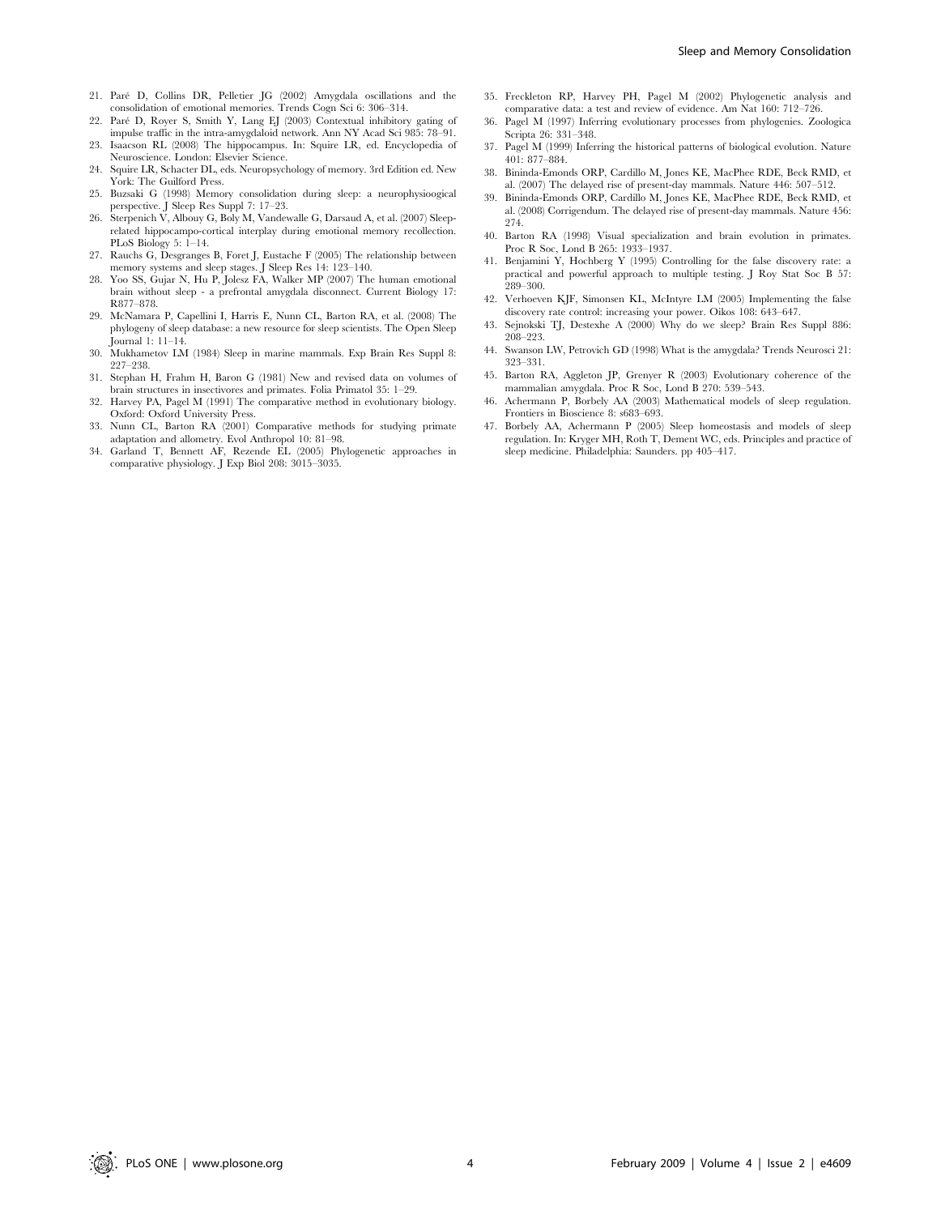21. Paré D, Collins DR, Pelletier JG (2002) Amygdala oscillations and the consolidation of emotional memories. Trends Cogn Sci 6: 306–314.
22. Paré D, Royer S, Smith Y, Lang EJ (2003) Contextual inhibitory gating of impulse traffic in the intra-amygdaloid network. Ann NY Acad Sci 985: 78–91.
23. Isaacson RL (2008) The hippocampus. In: Squire LR, ed. Encyclopedia of Neuroscience. London: Elsevier Science.
24. Squire LR, Schacter DL, eds. Neuropsychology of memory. 3rd Edition ed. New York: The Guilford Press.
25. Buzsaki G (1998) Memory consolidation during sleep: a neurophysiooogical perspective. J Sleep Res Suppl 7: 17–23.
26. Sterpenich V, Albouy G, Boly M, Vandewalle G, Darsaud A, et al. (2007) Sleep-related hippocampo-cortical interplay during emotional memory recollection. PLoS Biology 5: 1–14.
27. Rauchs G, Desgranges B, Foret J, Eustache F (2005) The relationship between memory systems and sleep stages. J Sleep Res 14: 123–140.
28. Yoo SS, Gujar N, Hu P, Jolesz FA, Walker MP (2007) The human emotional brain without sleep - a prefrontal amygdala disconnect. Current Biology 17: R877–878.
29. McNamara P, Capellini I, Harris E, Nunn CL, Barton RA, et al. (2008) The phylogeny of sleep database: a new resource for sleep scientists. The Open Sleep Journal 1: 11–14.
30. Mukhametov LM (1984) Sleep in marine mammals. Exp Brain Res Suppl 8: 227–238.
31. Stephan H, Frahm H, Baron G (1981) New and revised data on volumes of brain structures in insectivores and primates. Folia Primatol 35: 1–29.
32. Harvey PA, Pagel M (1991) The comparative method in evolutionary biology. Oxford: Oxford University Press.
33. Nunn CL, Barton RA (2001) Comparative methods for studying primate adaptation and allometry. Evol Anthropol 10: 81–98.
34. Garland T, Bennett AF, Rezende EL (2005) Phylogenetic approaches in comparative physiology. J Exp Biol 208: 3015–3035.
35. Freckleton RP, Harvey PH, Pagel M (2002) Phylogenetic analysis and comparative data: a test and review of evidence. Am Nat 160: 712–726.
36. Pagel M (1997) Inferring evolutionary processes from phylogenies. Zoologica Scripta 26: 331–348.
37. Pagel M (1999) Inferring the historical patterns of biological evolution. Nature 401: 877–884.
38. Bininda-Emonds ORP, Cardillo M, Jones KE, MacPhee RDE, Beck RMD, et al. (2007) The delayed rise of present-day mammals. Nature 446: 507–512.
39. Bininda-Emonds ORP, Cardillo M, Jones KE, MacPhee RDE, Beck RMD, et al. (2008) Corrigendum. The delayed rise of present-day mammals. Nature 456: 274.
40. Barton RA (1998) Visual specialization and brain evolution in primates. Proc R Soc, Lond B 265: 1933–1937.
41. Benjamini Y, Hochberg Y (1995) Controlling for the false discovery rate: a practical and powerful approach to multiple testing. J Roy Stat Soc B 57: 289–300.
42. Verhoeven KJF, Simonsen KL, McIntyre LM (2005) Implementing the false discovery rate control: increasing your power. Oikos 108: 643–647.
43. Sejnokski TJ, Destexhe A (2000) Why do we sleep? Brain Res Suppl 886: 208–223.
44. Swanson LW, Petrovich GD (1998) What is the amygdala? Trends Neurosci 21: 323–331.
45. Barton RA, Aggleton JP, Grenyer R (2003) Evolutionary coherence of the mammalian amygdala. Proc R Soc, Lond B 270: 539–543.
46. Achermann P, Borbely AA (2003) Mathematical models of sleep regulation. Frontiers in Bioscience 8: s683–693.
47. Borbely AA, Achermann P (2005) Sleep homeostasis and models of sleep regulation. In: Kryger MH, Roth T, Dement WC, eds. Principles and practice of sleep medicine. Philadelphia: Saunders. pp 405–417.